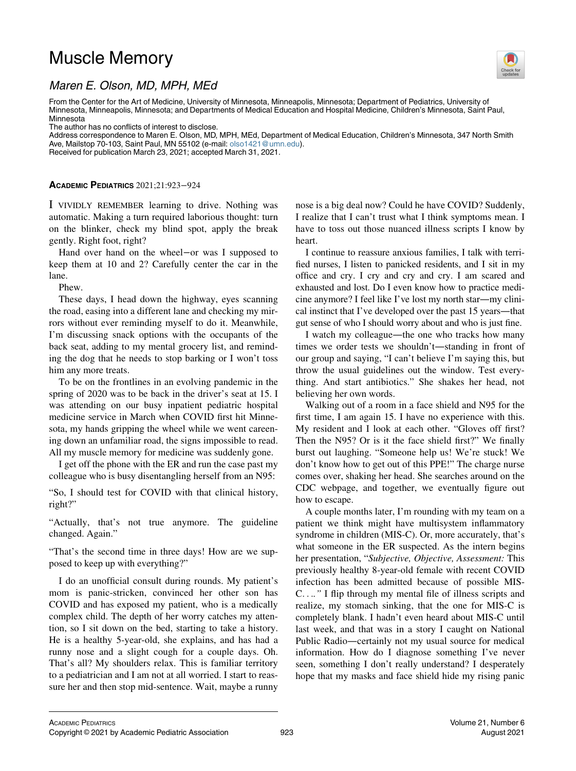# Muscle Memory

## *Maren E. Olson, MD, MPH, MEd*

From the Center for the Art of Medicine, University of Minnesota, Minneapolis, Minnesota; Department of Pediatrics, University of Minnesota, Minneapolis, Minnesota; and Departments of Medical Education and Hospital Medicine, Children's Minnesota, Saint Paul, Minnesota

The author has no conflicts of interest to disclose.

Address correspondence to Maren E. Olson, MD, MPH, MEd, Department of Medical Education, Children's Minnesota, 347 North Smith Ave, Mailstop 70-103, Saint Paul, MN 55102 (e-mail: olso1421@umn.edu).

Received for publication March 23, 2021; accepted March 31, 2021.

I VIVIDLY REMEMBER learning to drive. Nothing was automatic. Making a turn required laborious thought: turn on the blinker, check my blind spot, apply the break gently. Right foot, right?

Hand over hand on the wheel—or was I supposed to keep them at 10 and 2? Carefully center the car in the lane.

Phew.

These days, I head down the highway, eyes scanning the road, easing into a different lane and checking my mirrors without ever reminding myself to do it. Meanwhile, I'm discussing snack options with the occupants of the back seat, adding to my mental grocery list, and reminding the dog that he needs to stop barking or I won't toss him any more treats.

To be on the frontlines in an evolving pandemic in the spring of 2020 was to be back in the driver's seat at 15. I was attending on our busy inpatient pediatric hospital medicine service in March when COVID first hit Minnesota, my hands gripping the wheel while we went careening down an unfamiliar road, the signs impossible to read. All my muscle memory for medicine was suddenly gone.

I get off the phone with the ER and run the case past my colleague who is busy disentangling herself from an N95:

"So, I should test for COVID with that clinical history, right?"

"Actually, that's not true anymore. The guideline changed. Again."

"That's the second time in three days! How are we supposed to keep up with everything?"

I do an unofficial consult during rounds. My patient's mom is panic-stricken, convinced her other son has COVID and has exposed my patient, who is a medically complex child. The depth of her worry catches my attention, so I sit down on the bed, starting to take a history. He is a healthy 5-year-old, she explains, and has had a runny nose and a slight cough for a couple days. Oh. That's all? My shoulders relax. This is familiar territory to a pediatrician and I am not at all worried. I start to reassure her and then stop mid-sentence. Wait, maybe a runny nose is a big deal now? Could he have COVID? Suddenly, I realize that I can't trust what I think symptoms mean. I have to toss out those nuanced illness scripts I know by heart.

I continue to reassure anxious families, I talk with terrified nurses, I listen to panicked residents, and I sit in my office and cry and cry and cry. I am scared and exhausted and lost. Do I even know how to practice medicine anymore? I feel like I've lost my north star—my clinical instinct that I've developed over the past 15 years—that gut sense of who I should worry about and who is just fine.

I watch my colleague—the one who tracks how many times we order tests we shouldn't—standing in front of our group and saying, "I can't believe I'm saying this, but throw the usual guidelines out the window. Test everything. And start antibiotics." She shakes her head, not believing her own words.

Walking out of a room in a face shield and N95 for the first time, I am again 15. I have no experience with this. My resident and I look at each other. "Gloves off first? Then the N95? Or is it the face shield first?" We finally burst out laughing. "Someone help us! We're stuck! We don't know how to get out of this PPE!" The charge nurse comes over, shaking her head. She searches around on the CDC webpage, and together, we eventually figure out how to escape.

A couple months later, I'm rounding with my team on a patient we think might have multisystem inflammatory syndrome in children (MIS-C). Or, more accurately, that's what someone in the ER suspected. As the intern begins her presentation, "*Subjective, Objective, Assessment:* This previously healthy 8-year-old female with recent COVID infection has been admitted because of possible MIS-C*. . .."* I flip through my mental file of illness scripts and realize, my stomach sinking, that the one for MIS-C is completely blank. I hadn't even heard about MIS-C until last week, and that was in a story I caught on National Public Radio—certainly not my usual source for medical information. How do I diagnose something I've never seen, something I don't really understand? I desperately hope that my masks and face shield hide my rising panic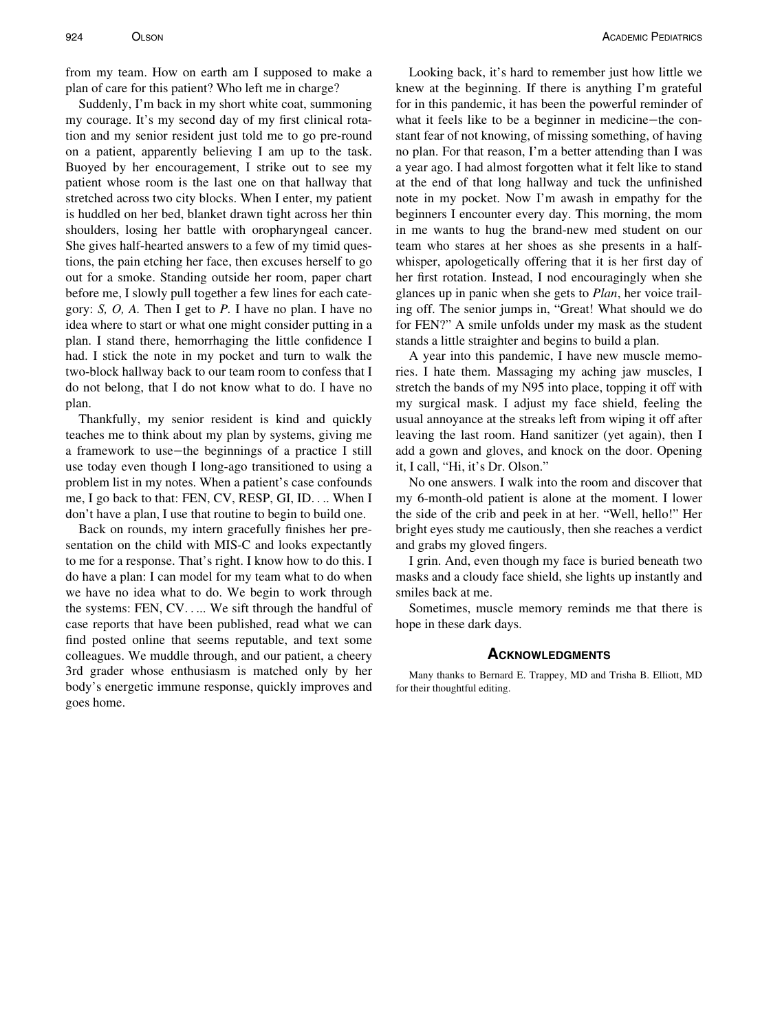from my team. How on earth am I supposed to make a plan of care for this patient? Who left me in charge?

Suddenly, I'm back in my short white coat, summoning my courage. It's my second day of my first clinical rotation and my senior resident just told me to go pre-round on a patient, apparently believing I am up to the task. Buoyed by her encouragement, I strike out to see my patient whose room is the last one on that hallway that stretched across two city blocks. When I enter, my patient is huddled on her bed, blanket drawn tight across her thin shoulders, losing her battle with oropharyngeal cancer. She gives half-hearted answers to a few of my timid questions, the pain etching her face, then excuses herself to go out for a smoke. Standing outside her room, paper chart before me, I slowly pull together a few lines for each category: *S, O, A.* Then I get to *P.* I have no plan. I have no idea where to start or what one might consider putting in a plan. I stand there, hemorrhaging the little confidence I had. I stick the note in my pocket and turn to walk the two-block hallway back to our team room to confess that I do not belong, that I do not know what to do. I have no plan.

Thankfully, my senior resident is kind and quickly teaches me to think about my plan by systems, giving me a framework to use—the beginnings of a practice I still use today even though I long-ago transitioned to using a problem list in my notes. When a patient's case confounds me, I go back to that: FEN, CV, RESP, GI, ID.... When I don't have a plan, I use that routine to begin to build one.

Back on rounds, my intern gracefully finishes her presentation on the child with MIS-C and looks expectantly to me for a response. That's right. I know how to do this. I do have a plan: I can model for my team what to do when we have no idea what to do. We begin to work through the systems: FEN, CV..... We sift through the handful of case reports that have been published, read what we can find posted online that seems reputable, and text some colleagues. We muddle through, and our patient, a cheery 3rd grader whose enthusiasm is matched only by her body's energetic immune response, quickly improves and goes home.

Looking back, it's hard to remember just how little we knew at the beginning. If there is anything I'm grateful for in this pandemic, it has been the powerful reminder of what it feels like to be a beginner in medicine—the constant fear of not knowing, of missing something, of having no plan. For that reason, I'm a better attending than I was a year ago. I had almost forgotten what it felt like to stand at the end of that long hallway and tuck the unfinished note in my pocket. Now I'm awash in empathy for the beginners I encounter every day. This morning, the mom in me wants to hug the brand-new med student on our team who stares at her shoes as she presents in a half-whisper, apologetically offering that it is her first day of her first rotation. Instead, I nod encouragingly when she glances up in panic when she gets to *Plan*, her voice trailing off. The senior jumps in, "Great! What should we do for FEN?" A smile unfolds under my mask as the student stands a little straighter and begins to build a plan.

A year into this pandemic, I have new muscle memories. I hate them. Massaging my aching jaw muscles, I stretch the bands of my N95 into place, topping it off with my surgical mask. I adjust my face shield, feeling the usual annoyance at the streaks left from wiping it off after leaving the last room. Hand sanitizer (yet again), then I add a gown and gloves, and knock on the door. Opening it, I call, "Hi, it's Dr. Olson."

No one answers. I walk into the room and discover that my 6-month-old patient is alone at the moment. I lower the side of the crib and peek in at her. "Well, hello!" Her bright eyes study me cautiously, then she reaches a verdict and grabs my gloved fingers.

I grin. And, even though my face is buried beneath two masks and a cloudy face shield, she lights up instantly and smiles back at me.

Sometimes, muscle memory reminds me that there is hope in these dark days.

## Acknowledgments

Many thanks to Bernard E. Trappey, MD and Trisha B. Elliott, MD for their thoughtful editing.